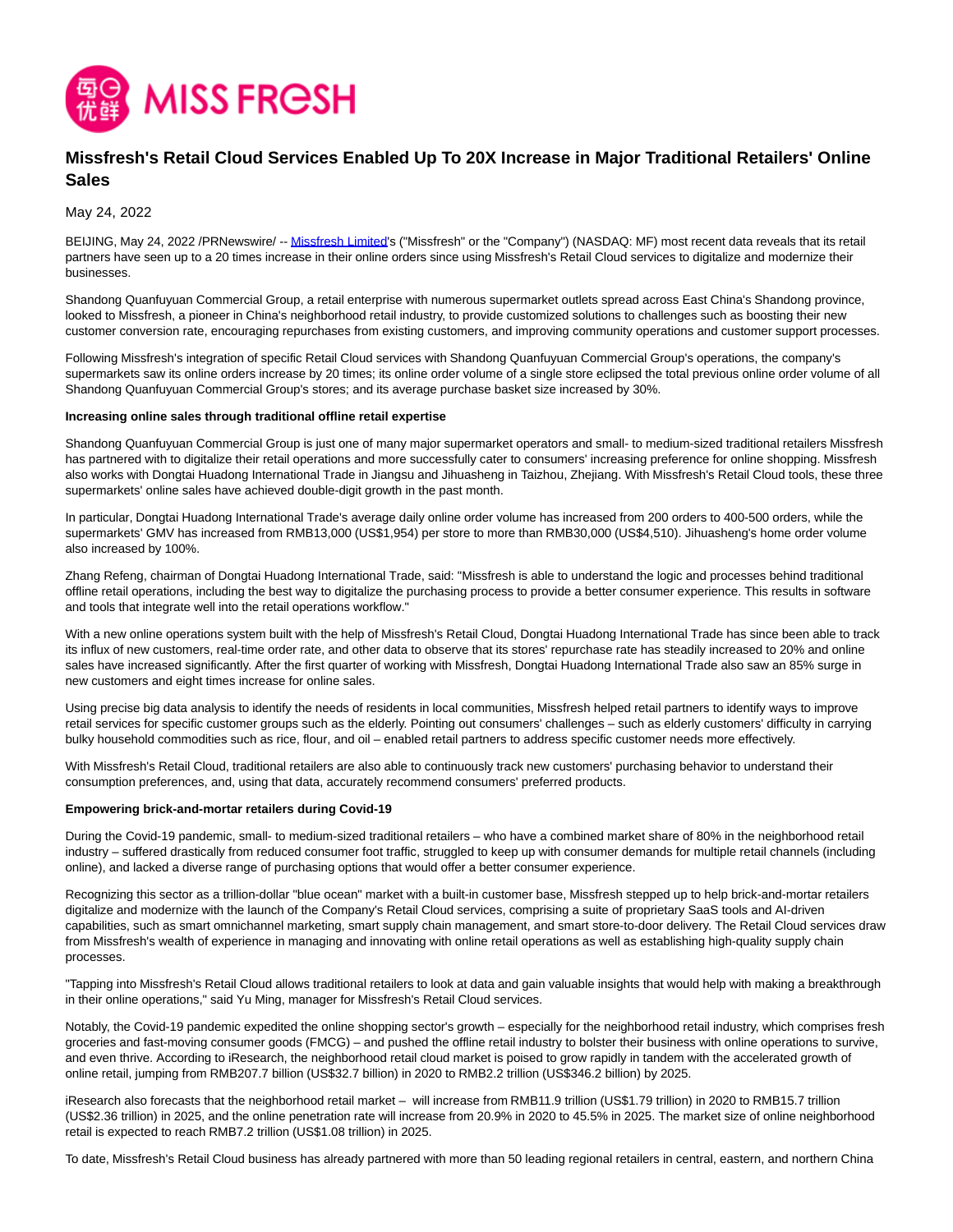# Missfresh's Retail Cloud Services Enabled Up To 20X Increase in Major Traditional Retailers' Online Sales

May 24, 2022

BEIJING, May 24, 2022 /PRNewswire/ -- Missfresh Limited's ("Missfresh" or the "Company") (NASDAQ: MF) most recent data reveals that its retail partners have seen up to a 20 times increase in their online orders since using Missfresh's Retail Cloud services to digitalize and modernize their businesses.

Shandong Quanfuyuan Commercial Group, a retail enterprise with numerous supermarket outlets spread across East China's Shandong province, looked to Missfresh, a pioneer in China's neighborhood retail industry, to provide customized solutions to challenges such as boosting their new customer conversion rate, encouraging repurchases from existing customers, and improving community operations and customer support processes.

Following Missfresh's integration of specific Retail Cloud services with Shandong Quanfuyuan Commercial Group's operations, the company's supermarkets saw its online orders increase by 20 times; its online order volume of a single store eclipsed the total previous online order volume of all Shandong Quanfuyuan Commercial Group's stores; and its average purchase basket size increased by 30%.

**Increasing online sales through traditional offline retail expertise**

Shandong Quanfuyuan Commercial Group is just one of many major supermarket operators and small- to medium-sized traditional retailers Missfresh has partnered with to digitalize their retail operations and more successfully cater to consumers' increasing preference for online shopping. Missfresh also works with Dongtai Huadong International Trade in Jiangsu and Jihuasheng in Taizhou, Zhejiang. With Missfresh's Retail Cloud tools, these three supermarkets' online sales have achieved double-digit growth in the past month.

In particular, Dongtai Huadong International Trade's average daily online order volume has increased from 200 orders to 400-500 orders, while the supermarkets' GMV has increased from RMB13,000 (US$1,954) per store to more than RMB30,000 (US$4,510). Jihuasheng's home order volume also increased by 100%.

Zhang Refeng, chairman of Dongtai Huadong International Trade, said: "Missfresh is able to understand the logic and processes behind traditional offline retail operations, including the best way to digitalize the purchasing process to provide a better consumer experience. This results in software and tools that integrate well into the retail operations workflow."

With a new online operations system built with the help of Missfresh's Retail Cloud, Dongtai Huadong International Trade has since been able to track its influx of new customers, real-time order rate, and other data to observe that its stores' repurchase rate has steadily increased to 20% and online sales have increased significantly. After the first quarter of working with Missfresh, Dongtai Huadong International Trade also saw an 85% surge in new customers and eight times increase for online sales.

Using precise big data analysis to identify the needs of residents in local communities, Missfresh helped retail partners to identify ways to improve retail services for specific customer groups such as the elderly. Pointing out consumers' challenges – such as elderly customers' difficulty in carrying bulky household commodities such as rice, flour, and oil – enabled retail partners to address specific customer needs more effectively.

With Missfresh's Retail Cloud, traditional retailers are also able to continuously track new customers' purchasing behavior to understand their consumption preferences, and, using that data, accurately recommend consumers' preferred products.

**Empowering brick-and-mortar retailers during Covid-19**

During the Covid-19 pandemic, small- to medium-sized traditional retailers – who have a combined market share of 80% in the neighborhood retail industry – suffered drastically from reduced consumer foot traffic, struggled to keep up with consumer demands for multiple retail channels (including online), and lacked a diverse range of purchasing options that would offer a better consumer experience.

Recognizing this sector as a trillion-dollar "blue ocean" market with a built-in customer base, Missfresh stepped up to help brick-and-mortar retailers digitalize and modernize with the launch of the Company's Retail Cloud services, comprising a suite of proprietary SaaS tools and AI-driven capabilities, such as smart omnichannel marketing, smart supply chain management, and smart store-to-door delivery. The Retail Cloud services draw from Missfresh's wealth of experience in managing and innovating with online retail operations as well as establishing high-quality supply chain processes.

"Tapping into Missfresh's Retail Cloud allows traditional retailers to look at data and gain valuable insights that would help with making a breakthrough in their online operations," said Yu Ming, manager for Missfresh's Retail Cloud services.

Notably, the Covid-19 pandemic expedited the online shopping sector's growth – especially for the neighborhood retail industry, which comprises fresh groceries and fast-moving consumer goods (FMCG) – and pushed the offline retail industry to bolster their business with online operations to survive, and even thrive. According to iResearch, the neighborhood retail cloud market is poised to grow rapidly in tandem with the accelerated growth of online retail, jumping from RMB207.7 billion (US$32.7 billion) in 2020 to RMB2.2 trillion (US$346.2 billion) by 2025.

iResearch also forecasts that the neighborhood retail market – will increase from RMB11.9 trillion (US$1.79 trillion) in 2020 to RMB15.7 trillion (US$2.36 trillion) in 2025, and the online penetration rate will increase from 20.9% in 2020 to 45.5% in 2025. The market size of online neighborhood retail is expected to reach RMB7.2 trillion (US$1.08 trillion) in 2025.

To date, Missfresh's Retail Cloud business has already partnered with more than 50 leading regional retailers in central, eastern, and northern China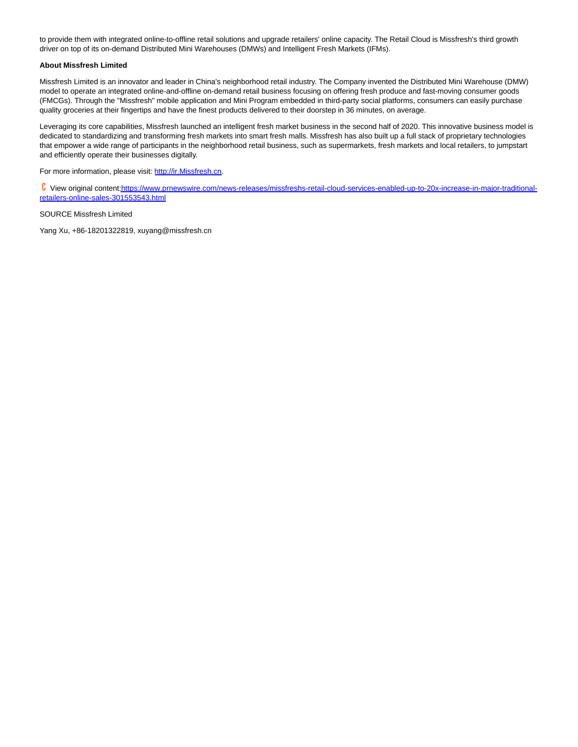to provide them with integrated online-to-offline retail solutions and upgrade retailers' online capacity. The Retail Cloud is Missfresh's third growth driver on top of its on-demand Distributed Mini Warehouses (DMWs) and Intelligent Fresh Markets (IFMs).

**About Missfresh Limited**

Missfresh Limited is an innovator and leader in China's neighborhood retail industry. The Company invented the Distributed Mini Warehouse (DMW) model to operate an integrated online-and-offline on-demand retail business focusing on offering fresh produce and fast-moving consumer goods (FMCGs). Through the "Missfresh" mobile application and Mini Program embedded in third-party social platforms, consumers can easily purchase quality groceries at their fingertips and have the finest products delivered to their doorstep in 36 minutes, on average.

Leveraging its core capabilities, Missfresh launched an intelligent fresh market business in the second half of 2020. This innovative business model is dedicated to standardizing and transforming fresh markets into smart fresh malls. Missfresh has also built up a full stack of proprietary technologies that empower a wide range of participants in the neighborhood retail business, such as supermarkets, fresh markets and local retailers, to jumpstart and efficiently operate their businesses digitally.

For more information, please visit: http://ir.Missfresh.cn.

View original content:https://www.prnewswire.com/news-releases/missfreshs-retail-cloud-services-enabled-up-to-20x-increase-in-major-traditional-retailers-online-sales-301553543.html

SOURCE Missfresh Limited

Yang Xu, +86-18201322819, xuyang@missfresh.cn